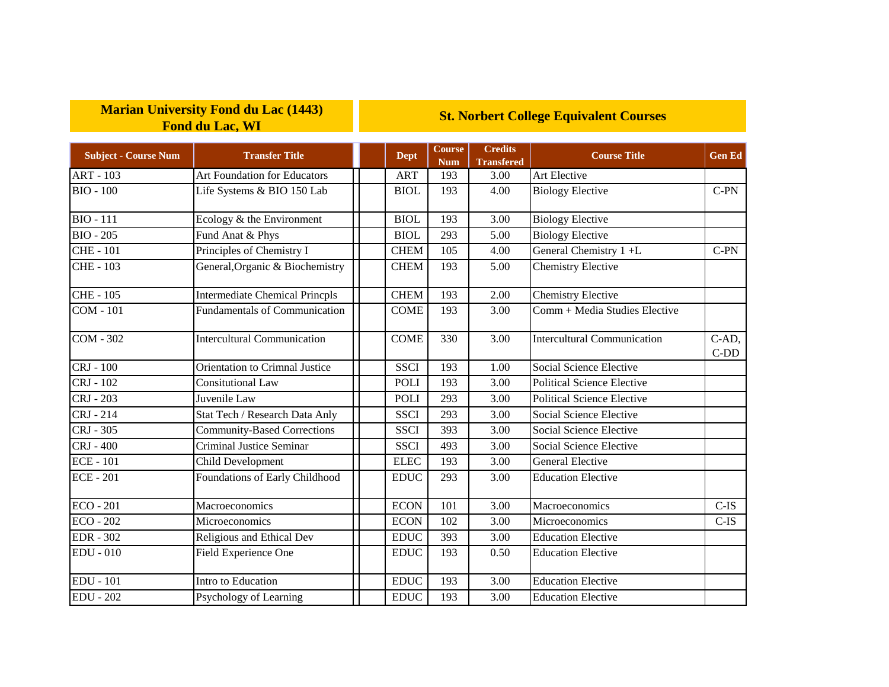## Marian University Fond du Lac (1443)
## Fond du Lac, WI

## St. Norbert College Equivalent Courses

| Subject - Course Num | Transfer Title | Dept | Course Num | Credits Transfered | Course Title | Gen Ed |
|---|---|---|---|---|---|---|
| ART - 103 | Art Foundation for Educators | ART | 193 | 3.00 | Art Elective | |
| BIO - 100 | Life Systems & BIO 150 Lab | BIOL | 193 | 4.00 | Biology Elective | C-PN |
| BIO - 111 | Ecology & the Environment | BIOL | 193 | 3.00 | Biology Elective | |
| BIO - 205 | Fund Anat & Phys | BIOL | 293 | 5.00 | Biology Elective | |
| CHE - 101 | Principles of Chemistry I | CHEM | 105 | 4.00 | General Chemistry 1 +L | C-PN |
| CHE - 103 | General,Organic & Biochemistry | CHEM | 193 | 5.00 | Chemistry Elective | |
| CHE - 105 | Intermediate Chemical Princpls | CHEM | 193 | 2.00 | Chemistry Elective | |
| COM - 101 | Fundamentals of Communication | COME | 193 | 3.00 | Comm + Media Studies Elective | |
| COM - 302 | Intercultural Communication | COME | 330 | 3.00 | Intercultural Communication | C-AD, C-DD |
| CRJ - 100 | Orientation to Crimnal Justice | SSCI | 193 | 1.00 | Social Science Elective | |
| CRJ - 102 | Consitutional Law | POLI | 193 | 3.00 | Political Science Elective | |
| CRJ - 203 | Juvenile Law | POLI | 293 | 3.00 | Political Science Elective | |
| CRJ - 214 | Stat Tech / Research Data Anly | SSCI | 293 | 3.00 | Social Science Elective | |
| CRJ - 305 | Community-Based Corrections | SSCI | 393 | 3.00 | Social Science Elective | |
| CRJ - 400 | Criminal Justice Seminar | SSCI | 493 | 3.00 | Social Science Elective | |
| ECE - 101 | Child Development | ELEC | 193 | 3.00 | General Elective | |
| ECE - 201 | Foundations of Early Childhood | EDUC | 293 | 3.00 | Education Elective | |
| ECO - 201 | Macroeconomics | ECON | 101 | 3.00 | Macroeconomics | C-IS |
| ECO - 202 | Microeconomics | ECON | 102 | 3.00 | Microeconomics | C-IS |
| EDR - 302 | Religious and Ethical Dev | EDUC | 393 | 3.00 | Education Elective | |
| EDU - 010 | Field Experience One | EDUC | 193 | 0.50 | Education Elective | |
| EDU - 101 | Intro to Education | EDUC | 193 | 3.00 | Education Elective | |
| EDU - 202 | Psychology of Learning | EDUC | 193 | 3.00 | Education Elective | |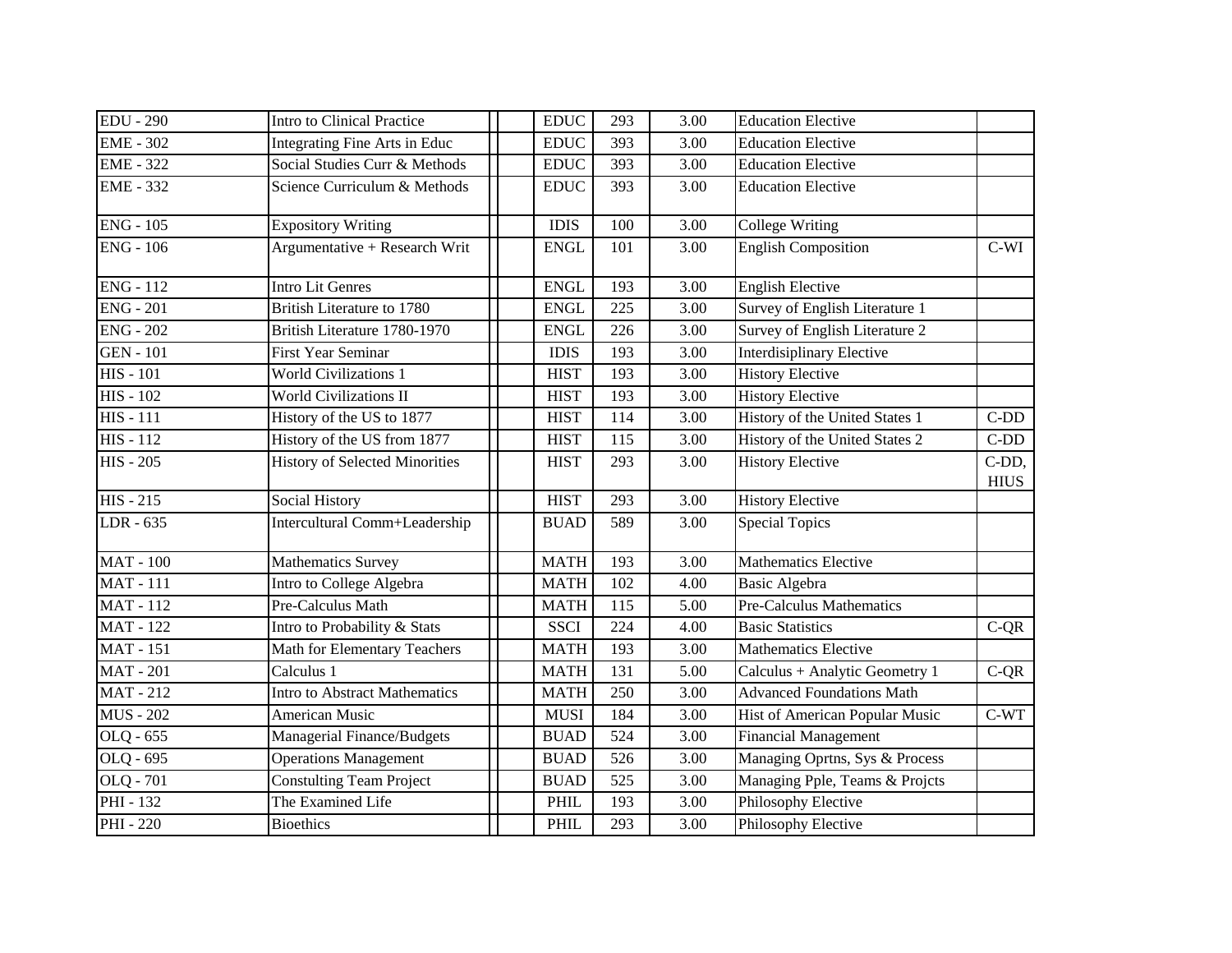| | | | | | | | | |
|---|---|---|---|---|---|---|---|---|
| EDU - 290 | Intro to Clinical Practice | | | EDUC | 293 | 3.00 | Education Elective | |
| EME - 302 | Integrating Fine Arts in Educ | | | EDUC | 393 | 3.00 | Education Elective | |
| EME - 322 | Social Studies Curr & Methods | | | EDUC | 393 | 3.00 | Education Elective | |
| EME - 332 | Science Curriculum & Methods | | | EDUC | 393 | 3.00 | Education Elective | |
| ENG - 105 | Expository Writing | | | IDIS | 100 | 3.00 | College Writing | |
| ENG - 106 | Argumentative + Research Writ | | | ENGL | 101 | 3.00 | English Composition | C-WI |
| ENG - 112 | Intro Lit Genres | | | ENGL | 193 | 3.00 | English Elective | |
| ENG - 201 | British Literature to 1780 | | | ENGL | 225 | 3.00 | Survey of English Literature 1 | |
| ENG - 202 | British Literature 1780-1970 | | | ENGL | 226 | 3.00 | Survey of English Literature 2 | |
| GEN - 101 | First Year Seminar | | | IDIS | 193 | 3.00 | Interdisiplinary Elective | |
| HIS - 101 | World Civilizations 1 | | | HIST | 193 | 3.00 | History Elective | |
| HIS - 102 | World Civilizations II | | | HIST | 193 | 3.00 | History Elective | |
| HIS - 111 | History of the US to 1877 | | | HIST | 114 | 3.00 | History of the United States 1 | C-DD |
| HIS - 112 | History of the US from 1877 | | | HIST | 115 | 3.00 | History of the United States 2 | C-DD |
| HIS - 205 | History of Selected Minorities | | | HIST | 293 | 3.00 | History Elective | C-DD, HIUS |
| HIS - 215 | Social History | | | HIST | 293 | 3.00 | History Elective | |
| LDR - 635 | Intercultural Comm+Leadership | | | BUAD | 589 | 3.00 | Special Topics | |
| MAT - 100 | Mathematics Survey | | | MATH | 193 | 3.00 | Mathematics Elective | |
| MAT - 111 | Intro to College Algebra | | | MATH | 102 | 4.00 | Basic Algebra | |
| MAT - 112 | Pre-Calculus Math | | | MATH | 115 | 5.00 | Pre-Calculus Mathematics | |
| MAT - 122 | Intro to Probability & Stats | | | SSCI | 224 | 4.00 | Basic Statistics | C-QR |
| MAT - 151 | Math for Elementary Teachers | | | MATH | 193 | 3.00 | Mathematics Elective | |
| MAT - 201 | Calculus 1 | | | MATH | 131 | 5.00 | Calculus + Analytic Geometry 1 | C-QR |
| MAT - 212 | Intro to Abstract Mathematics | | | MATH | 250 | 3.00 | Advanced Foundations Math | |
| MUS - 202 | American Music | | | MUSI | 184 | 3.00 | Hist of American Popular Music | C-WT |
| OLQ - 655 | Managerial Finance/Budgets | | | BUAD | 524 | 3.00 | Financial Management | |
| OLQ - 695 | Operations Management | | | BUAD | 526 | 3.00 | Managing Oprtns, Sys & Process | |
| OLQ - 701 | Constulting Team Project | | | BUAD | 525 | 3.00 | Managing Pple, Teams & Projcts | |
| PHI - 132 | The Examined Life | | | PHIL | 193 | 3.00 | Philosophy Elective | |
| PHI - 220 | Bioethics | | | PHIL | 293 | 3.00 | Philosophy Elective | |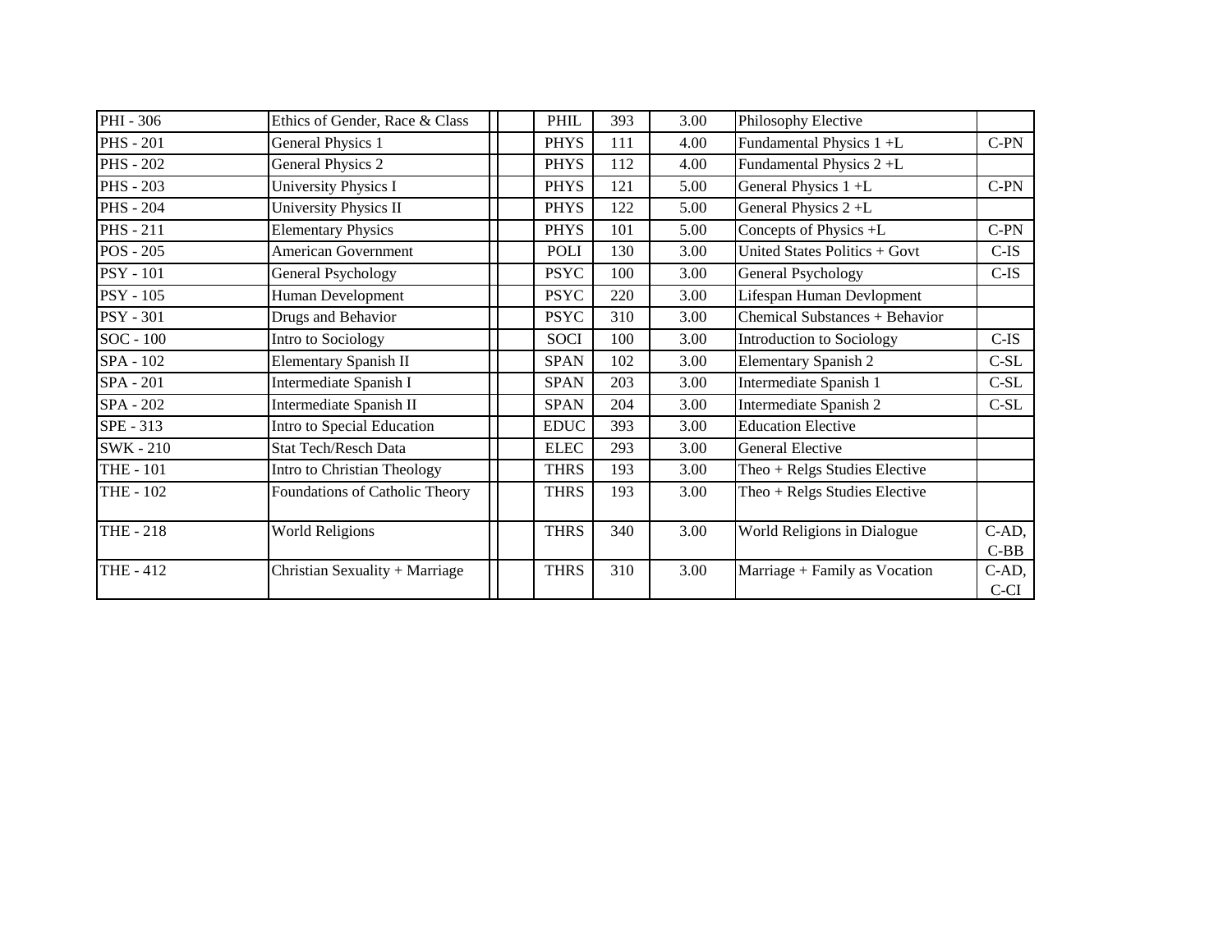| | | | | | | | | |
|---|---|---|---|---|---|---|---|---|
| PHI - 306 | Ethics of Gender, Race & Class | | | PHIL | 393 | 3.00 | Philosophy Elective | |
| PHS - 201 | General Physics 1 | | | PHYS | 111 | 4.00 | Fundamental Physics 1 +L | C-PN |
| PHS - 202 | General Physics 2 | | | PHYS | 112 | 4.00 | Fundamental Physics 2 +L | |
| PHS - 203 | University Physics I | | | PHYS | 121 | 5.00 | General Physics 1 +L | C-PN |
| PHS - 204 | University Physics II | | | PHYS | 122 | 5.00 | General Physics 2 +L | |
| PHS - 211 | Elementary Physics | | | PHYS | 101 | 5.00 | Concepts of Physics +L | C-PN |
| POS - 205 | American Government | | | POLI | 130 | 3.00 | United States Politics + Govt | C-IS |
| PSY - 101 | General Psychology | | | PSYC | 100 | 3.00 | General Psychology | C-IS |
| PSY - 105 | Human Development | | | PSYC | 220 | 3.00 | Lifespan Human Devlopment | |
| PSY - 301 | Drugs and Behavior | | | PSYC | 310 | 3.00 | Chemical Substances + Behavior | |
| SOC - 100 | Intro to Sociology | | | SOCI | 100 | 3.00 | Introduction to Sociology | C-IS |
| SPA - 102 | Elementary Spanish II | | | SPAN | 102 | 3.00 | Elementary Spanish 2 | C-SL |
| SPA - 201 | Intermediate Spanish I | | | SPAN | 203 | 3.00 | Intermediate Spanish 1 | C-SL |
| SPA - 202 | Intermediate Spanish II | | | SPAN | 204 | 3.00 | Intermediate Spanish 2 | C-SL |
| SPE - 313 | Intro to Special Education | | | EDUC | 393 | 3.00 | Education Elective | |
| SWK - 210 | Stat Tech/Resch Data | | | ELEC | 293 | 3.00 | General Elective | |
| THE - 101 | Intro to Christian Theology | | | THRS | 193 | 3.00 | Theo + Relgs Studies Elective | |
| THE - 102 | Foundations of Catholic Theory | | | THRS | 193 | 3.00 | Theo + Relgs Studies Elective | |
| THE - 218 | World Religions | | | THRS | 340 | 3.00 | World Religions in Dialogue | C-AD, C-BB |
| THE - 412 | Christian Sexuality + Marriage | | | THRS | 310 | 3.00 | Marriage + Family as Vocation | C-AD, C-CI |